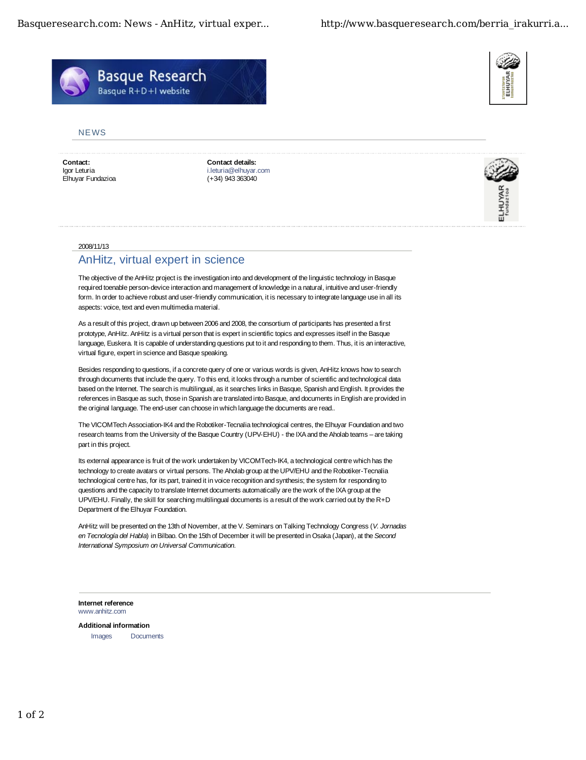Basque Research
Basque R+D+I website

NEWS

**Contact:**
Igor Leturia
Elhuyar Fundazioa

**Contact details:**
i.leturia@elhuyar.com
(+34) 943 363040

2008/11/13

## AnHitz, virtual expert in science

The objective of the AnHitz project is the investigation into and development of the linguistic technology in Basque required toenable person-device interaction and management of knowledge in a natural, intuitive and user-friendly form. In order to achieve robust and user-friendly communication, it is necessary to integrate language use in all its aspects: voice, text and even multimedia material.

As a result of this project, drawn up between 2006 and 2008, the consortium of participants has presented a first prototype, AnHitz. AnHitz is a virtual person that is expert in scientific topics and expresses itself in the Basque language, Euskera. It is capable of understanding questions put to it and responding to them. Thus, it is an interactive, virtual figure, expert in science and Basque speaking.

Besides responding to questions, if a concrete query of one or various words is given, AnHitz knows how to search through documents that include the query. To this end, it looks through a number of scientific and technological data based on the Internet. The search is multilingual, as it searches links in Basque, Spanish and English. It provides the references in Basque as such, those in Spanish are translated into Basque, and documents in English are provided in the original language. The end-user can choose in which language the documents are read..

The VICOMTech Association-IK4 and the Robotiker-Tecnalia technological centres, the Elhuyar Foundation and two research teams from the University of the Basque Country (UPV-EHU) - the IXA and the Aholab teams – are taking part in this project.

Its external appearance is fruit of the work undertaken by VICOMTech-IK4, a technological centre which has the technology to create avatars or virtual persons. The Aholab group at the UPV/EHU and the Robotiker-Tecnalia technological centre has, for its part, trained it in voice recognition and synthesis; the system for responding to questions and the capacity to translate Internet documents automatically are the work of the IXA group at the UPV/EHU. Finally, the skill for searching multilingual documents is a result of the work carried out by the R+D Department of the Elhuyar Foundation.

AnHitz will be presented on the 13th of November, at the V. Seminars on Talking Technology Congress (*V. Jornadas en Tecnología del Habla*) in Bilbao. On the 15th of December it will be presented in Osaka (Japan), at the *Second International Symposium on Universal Communication.*

**Internet reference**
www.anhitz.com

**Additional information**

Images    Documents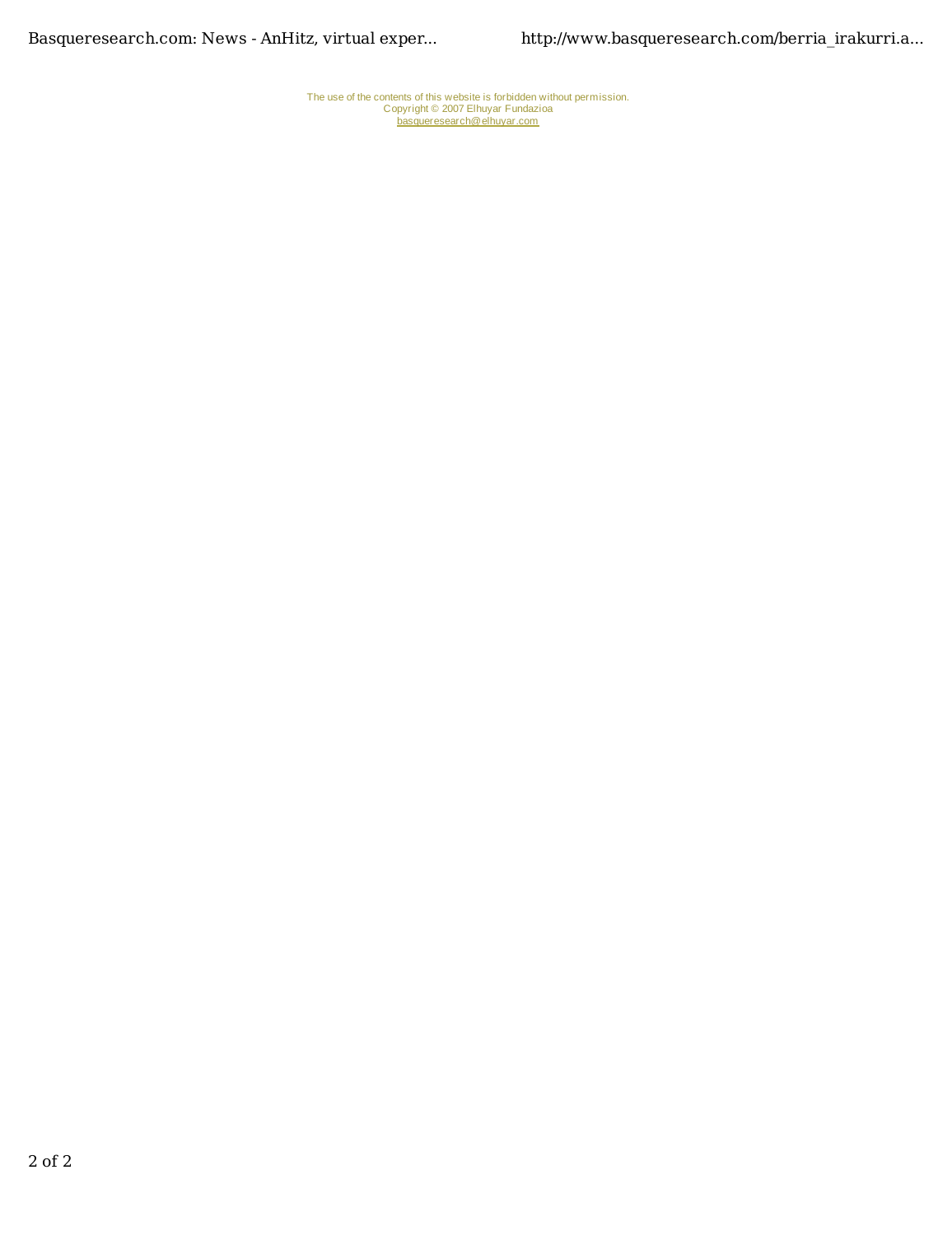The use of the contents of this website is forbidden without permission.
Copyright © 2007 Elhuyar Fundazioa
basqueresearch@elhuyar.com